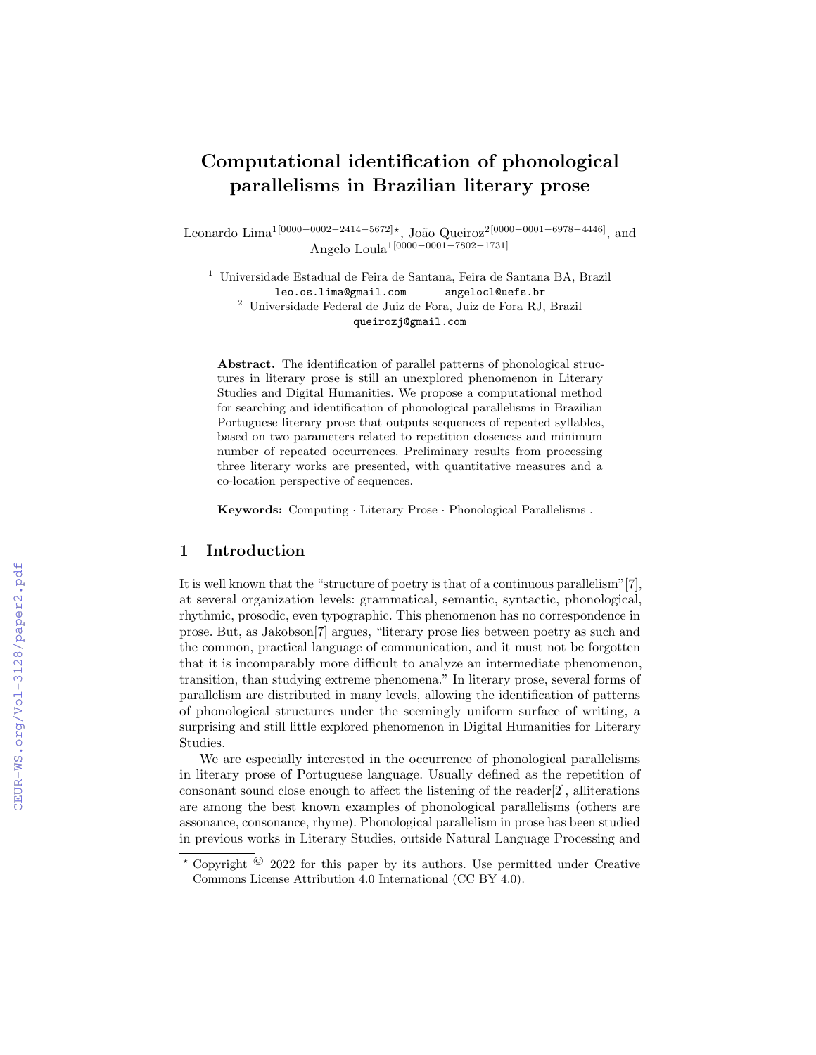# Computational identification of phonological parallelisms in Brazilian literary prose

Leonardo Lima[1 [0000-0002-2414-5672]] *, João Queiroz[2 [0000-0001-6978-4446]], and Angelo Loula[1 [0000-0001-7802-1731]]

[1] Universidade Estadual de Feira de Santana, Feira de Santana BA, Brazil
leo.os.lima@gmail.com angelocl@uefs.br

[2] Universidade Federal de Juiz de Fora, Juiz de Fora RJ, Brazil
queirozj@gmail.com

**Abstract.** The identification of parallel patterns of phonological structures in literary prose is still an unexplored phenomenon in Literary Studies and Digital Humanities. We propose a computational method for searching and identification of phonological parallelisms in Brazilian Portuguese literary prose that outputs sequences of repeated syllables, based on two parameters related to repetition closeness and minimum number of repeated occurrences. Preliminary results from processing three literary works are presented, with quantitative measures and a co-location perspective of sequences.

**Keywords:** Computing · Literary Prose · Phonological Parallelisms .

## 1 Introduction

It is well known that the "structure of poetry is that of a continuous parallelism"[7], at several organization levels: grammatical, semantic, syntactic, phonological, rhythmic, prosodic, even typographic. This phenomenon has no correspondence in prose. But, as Jakobson[7] argues, "literary prose lies between poetry as such and the common, practical language of communication, and it must not be forgotten that it is incomparably more difficult to analyze an intermediate phenomenon, transition, than studying extreme phenomena." In literary prose, several forms of parallelism are distributed in many levels, allowing the identification of patterns of phonological structures under the seemingly uniform surface of writing, a surprising and still little explored phenomenon in Digital Humanities for Literary Studies.

We are especially interested in the occurrence of phonological parallelisms in literary prose of Portuguese language. Usually defined as the repetition of consonant sound close enough to affect the listening of the reader[2], alliterations are among the best known examples of phonological parallelisms (others are assonance, consonance, rhyme). Phonological parallelism in prose has been studied in previous works in Literary Studies, outside Natural Language Processing and

* Copyright © 2022 for this paper by its authors. Use permitted under Creative Commons License Attribution 4.0 International (CC BY 4.0).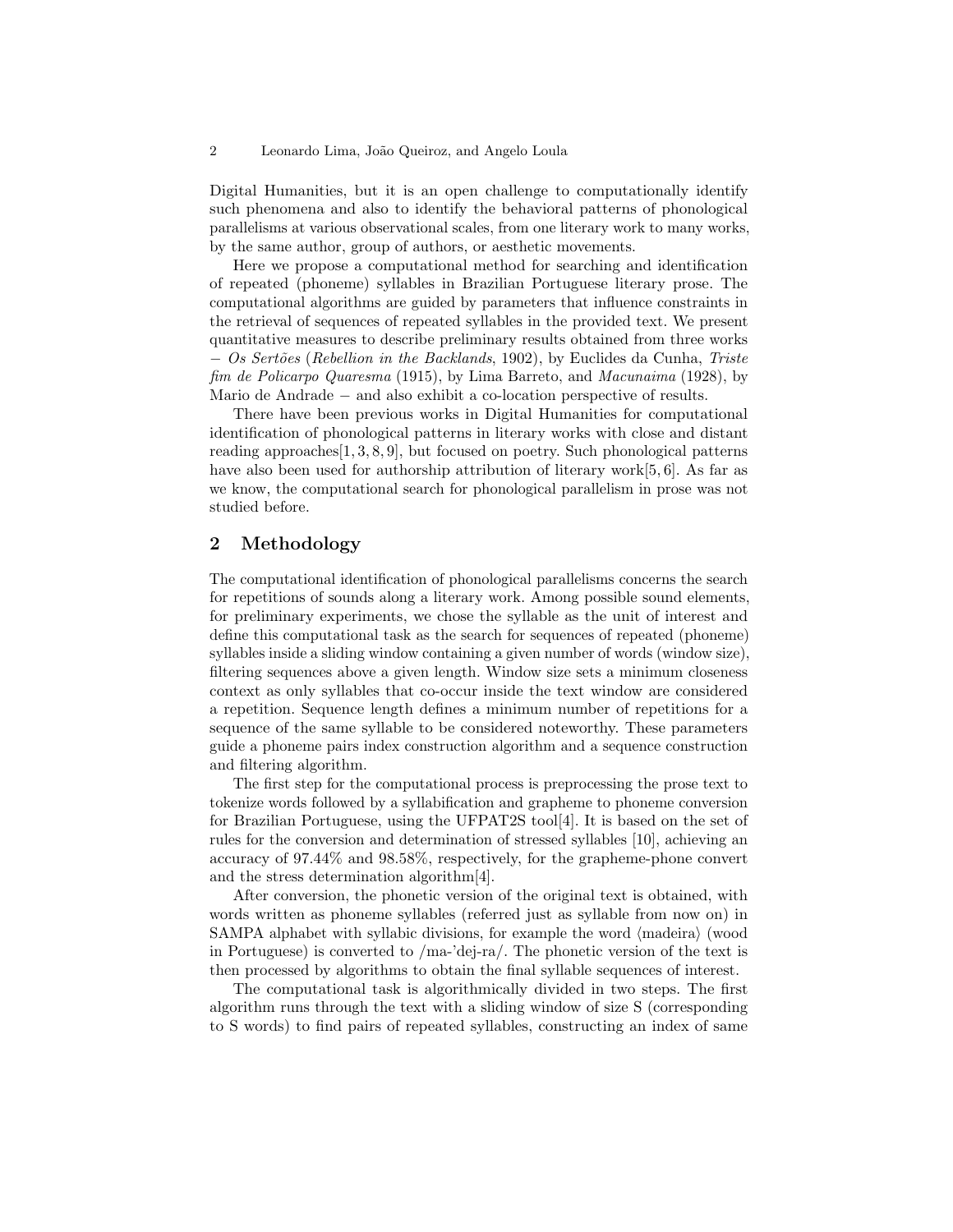Digital Humanities, but it is an open challenge to computationally identify such phenomena and also to identify the behavioral patterns of phonological parallelisms at various observational scales, from one literary work to many works, by the same author, group of authors, or aesthetic movements.

Here we propose a computational method for searching and identification of repeated (phoneme) syllables in Brazilian Portuguese literary prose. The computational algorithms are guided by parameters that influence constraints in the retrieval of sequences of repeated syllables in the provided text. We present quantitative measures to describe preliminary results obtained from three works − *Os Sertões* (*Rebellion in the Backlands*, 1902), by Euclides da Cunha, *Triste fim de Policarpo Quaresma* (1915), by Lima Barreto, and *Macunaima* (1928), by Mario de Andrade − and also exhibit a co-location perspective of results.

There have been previous works in Digital Humanities for computational identification of phonological patterns in literary works with close and distant reading approaches[1, 3, 8, 9], but focused on poetry. Such phonological patterns have also been used for authorship attribution of literary work[5, 6]. As far as we know, the computational search for phonological parallelism in prose was not studied before.

## 2 Methodology

The computational identification of phonological parallelisms concerns the search for repetitions of sounds along a literary work. Among possible sound elements, for preliminary experiments, we chose the syllable as the unit of interest and define this computational task as the search for sequences of repeated (phoneme) syllables inside a sliding window containing a given number of words (window size), filtering sequences above a given length. Window size sets a minimum closeness context as only syllables that co-occur inside the text window are considered a repetition. Sequence length defines a minimum number of repetitions for a sequence of the same syllable to be considered noteworthy. These parameters guide a phoneme pairs index construction algorithm and a sequence construction and filtering algorithm.

The first step for the computational process is preprocessing the prose text to tokenize words followed by a syllabification and grapheme to phoneme conversion for Brazilian Portuguese, using the UFPAT2S tool[4]. It is based on the set of rules for the conversion and determination of stressed syllables [10], achieving an accuracy of 97.44% and 98.58%, respectively, for the grapheme-phone convert and the stress determination algorithm[4].

After conversion, the phonetic version of the original text is obtained, with words written as phoneme syllables (referred just as syllable from now on) in SAMPA alphabet with syllabic divisions, for example the word ⟨madeira⟩ (wood in Portuguese) is converted to /ma-'dej-ra/. The phonetic version of the text is then processed by algorithms to obtain the final syllable sequences of interest.

The computational task is algorithmically divided in two steps. The first algorithm runs through the text with a sliding window of size S (corresponding to S words) to find pairs of repeated syllables, constructing an index of same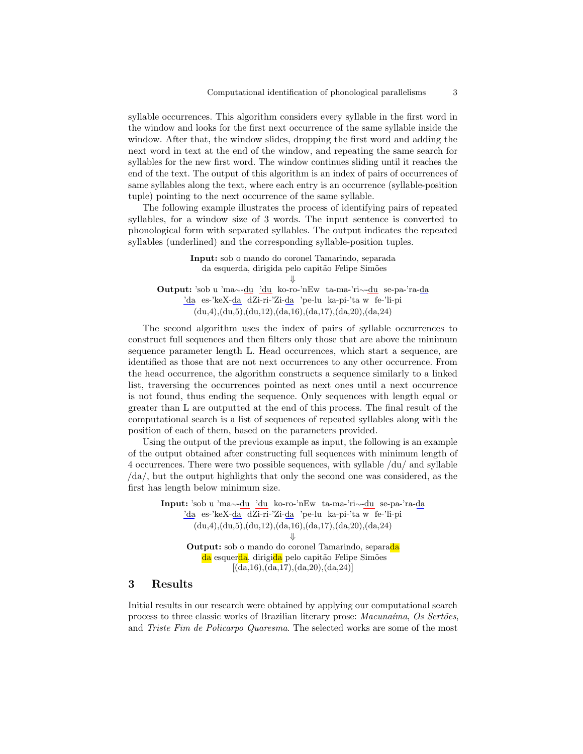syllable occurrences. This algorithm considers every syllable in the first word in the window and looks for the first next occurrence of the same syllable inside the window. After that, the window slides, dropping the first word and adding the next word in text at the end of the window, and repeating the same search for syllables for the new first word. The window continues sliding until it reaches the end of the text. The output of this algorithm is an index of pairs of occurrences of same syllables along the text, where each entry is an occurrence (syllable-position tuple) pointing to the next occurrence of the same syllable.

The following example illustrates the process of identifying pairs of repeated syllables, for a window size of 3 words. The input sentence is converted to phonological form with separated syllables. The output indicates the repeated syllables (underlined) and the corresponding syllable-position tuples.

**Input:** sob o mando do coronel Tamarindo, separada da esquerda, dirigida pelo capitão Felipe Simões

⇓

**Output:** 'sob u 'ma~-du 'du ko-ro-'nEw ta-ma-'ri~-du se-pa-'ra-da 'da es-'keX-da dZi-ri-'Zi-da 'pe-lu ka-pi-'ta w fe-'li-pi
(du,4),(du,5),(du,12),(da,16),(da,17),(da,20),(da,24)

The second algorithm uses the index of pairs of syllable occurrences to construct full sequences and then filters only those that are above the minimum sequence parameter length L. Head occurrences, which start a sequence, are identified as those that are not next occurrences to any other occurrence. From the head occurrence, the algorithm constructs a sequence similarly to a linked list, traversing the occurrences pointed as next ones until a next occurrence is not found, thus ending the sequence. Only sequences with length equal or greater than L are outputted at the end of this process. The final result of the computational search is a list of sequences of repeated syllables along with the position of each of them, based on the parameters provided.

Using the output of the previous example as input, the following is an example of the output obtained after constructing full sequences with minimum length of 4 occurrences. There were two possible sequences, with syllable /du/ and syllable /da/, but the output highlights that only the second one was considered, as the first has length below minimum size.

**Input:** 'sob u 'ma~-du 'du ko-ro-'nEw ta-ma-'ri~-du se-pa-'ra-da 'da es-'keX-da dZi-ri-'Zi-da 'pe-lu ka-pi-'ta w fe-'li-pi
(du,4),(du,5),(du,12),(da,16),(da,17),(da,20),(da,24)

⇓

**Output:** sob o mando do coronel Tamarindo, separada da esquerda, dirigida pelo capitão Felipe Simões
[(da,16),(da,17),(da,20),(da,24)]

## 3 Results

Initial results in our research were obtained by applying our computational search process to three classic works of Brazilian literary prose: *Macunaíma*, *Os Sertões*, and *Triste Fim de Policarpo Quaresma*. The selected works are some of the most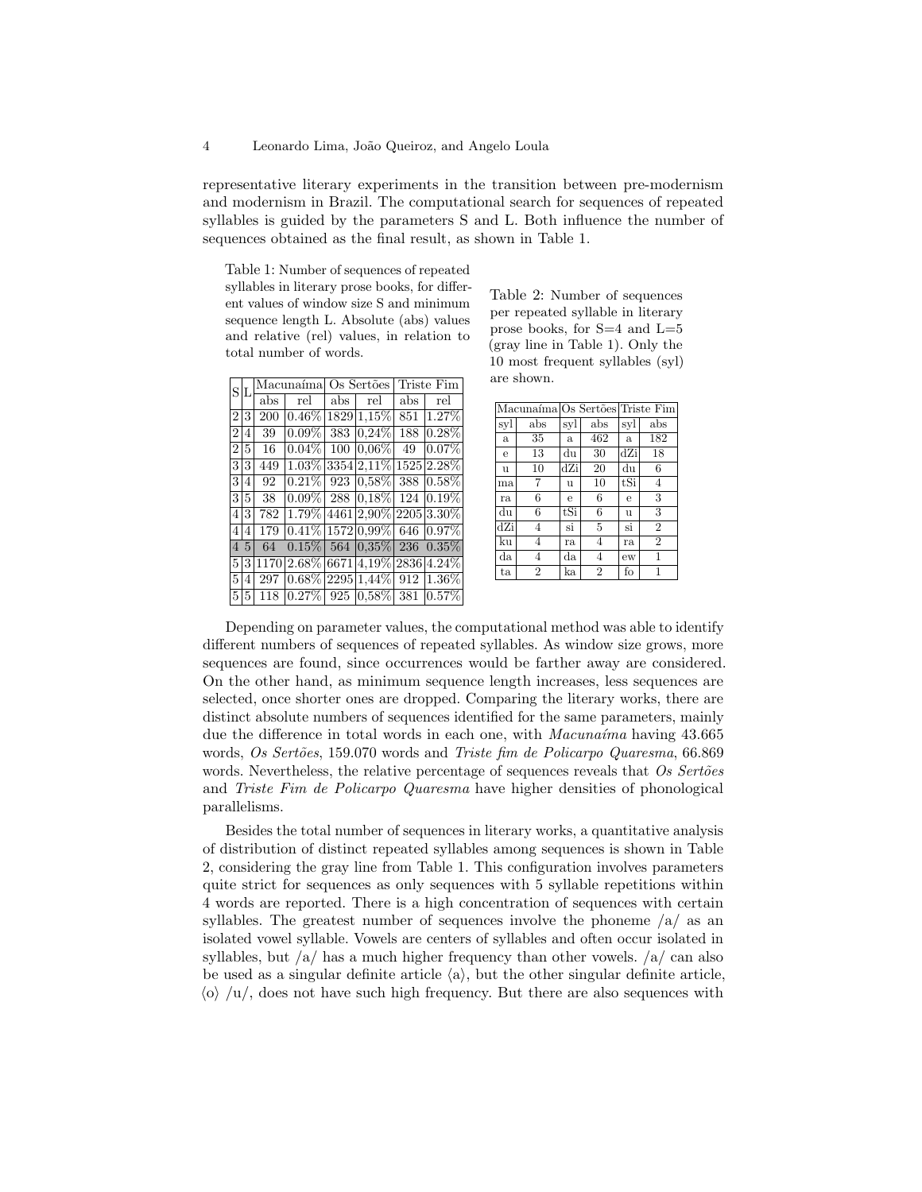representative literary experiments in the transition between pre-modernism and modernism in Brazil. The computational search for sequences of repeated syllables is guided by the parameters S and L. Both influence the number of sequences obtained as the final result, as shown in Table 1.

Table 1: Number of sequences of repeated syllables in literary prose books, for different values of window size S and minimum sequence length L. Absolute (abs) values and relative (rel) values, in relation to total number of words.

| S | L | Macunaíma | | Os Sertões | | Triste Fim | |
|---|---|---|---|---|---|---|---|
| | | abs | rel | abs | rel | abs | rel |
| 2 | 3 | 200 | 0.46% | 1829 | 1,15% | 851 | 1.27% |
| 2 | 4 | 39 | 0.09% | 383 | 0,24% | 188 | 0.28% |
| 2 | 5 | 16 | 0.04% | 100 | 0,06% | 49 | 0.07% |
| 3 | 3 | 449 | 1.03% | 3354 | 2,11% | 1525 | 2.28% |
| 3 | 4 | 92 | 0.21% | 923 | 0,58% | 388 | 0.58% |
| 3 | 5 | 38 | 0.09% | 288 | 0,18% | 124 | 0.19% |
| 4 | 3 | 782 | 1.79% | 4461 | 2,90% | 2205 | 3.30% |
| 4 | 4 | 179 | 0.41% | 1572 | 0,99% | 646 | 0.97% |
| 4 | 5 | 64 | 0.15% | 564 | 0,35% | 236 | 0.35% |
| 5 | 3 | 1170 | 2.68% | 6671 | 4,19% | 2836 | 4.24% |
| 5 | 4 | 297 | 0.68% | 2295 | 1,44% | 912 | 1.36% |
| 5 | 5 | 118 | 0.27% | 925 | 0,58% | 381 | 0.57% |

Table 2: Number of sequences per repeated syllable in literary prose books, for S=4 and L=5 (gray line in Table 1). Only the 10 most frequent syllables (syl) are shown.

| Macunaíma | | Os Sertões | | Triste Fim | |
|---|---|---|---|---|---|
| syl | abs | syl | abs | syl | abs |
| a | 35 | a | 462 | a | 182 |
| e | 13 | du | 30 | dZi | 18 |
| u | 10 | dZi | 20 | du | 6 |
| ma | 7 | u | 10 | tSi | 4 |
| ra | 6 | e | 6 | e | 3 |
| du | 6 | tSi | 6 | u | 3 |
| dZi | 4 | si | 5 | si | 2 |
| ku | 4 | ra | 4 | ra | 2 |
| da | 4 | da | 4 | ew | 1 |
| ta | 2 | ka | 2 | fo | 1 |

Depending on parameter values, the computational method was able to identify different numbers of sequences of repeated syllables. As window size grows, more sequences are found, since occurrences would be farther away are considered. On the other hand, as minimum sequence length increases, less sequences are selected, once shorter ones are dropped. Comparing the literary works, there are distinct absolute numbers of sequences identified for the same parameters, mainly due the difference in total words in each one, with *Macunaíma* having 43.665 words, *Os Sertões*, 159.070 words and *Triste fim de Policarpo Quaresma*, 66.869 words. Nevertheless, the relative percentage of sequences reveals that *Os Sertões* and *Triste Fim de Policarpo Quaresma* have higher densities of phonological parallelisms.

Besides the total number of sequences in literary works, a quantitative analysis of distribution of distinct repeated syllables among sequences is shown in Table 2, considering the gray line from Table 1. This configuration involves parameters quite strict for sequences as only sequences with 5 syllable repetitions within 4 words are reported. There is a high concentration of sequences with certain syllables. The greatest number of sequences involve the phoneme /a/ as an isolated vowel syllable. Vowels are centers of syllables and often occur isolated in syllables, but /a/ has a much higher frequency than other vowels. /a/ can also be used as a singular definite article ⟨a⟩, but the other singular definite article, ⟨o⟩ /u/, does not have such high frequency. But there are also sequences with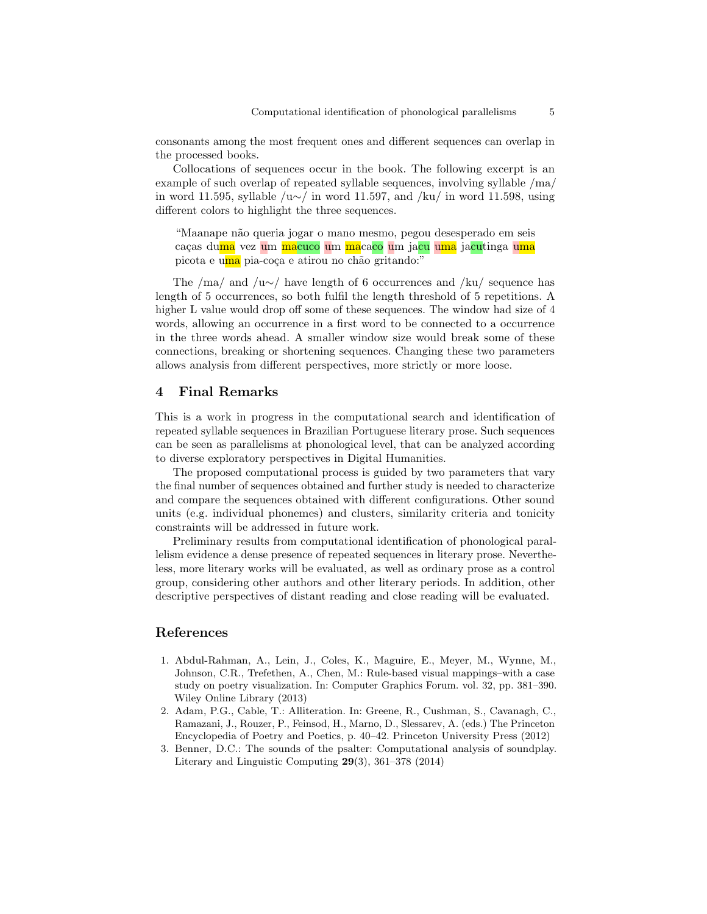consonants among the most frequent ones and different sequences can overlap in the processed books.

Collocations of sequences occur in the book. The following excerpt is an example of such overlap of repeated syllable sequences, involving syllable /ma/ in word 11.595, syllable /u∼/ in word 11.597, and /ku/ in word 11.598, using different colors to highlight the three sequences.

> "Maanape não queria jogar o mano mesmo, pegou desesperado em seis caças duma vez um macuco um macaco um jacu uma jacutinga uma picota e uma pia-coça e atirou no chão gritando:"

The /ma/ and /u∼/ have length of 6 occurrences and /ku/ sequence has length of 5 occurrences, so both fulfil the length threshold of 5 repetitions. A higher L value would drop off some of these sequences. The window had size of 4 words, allowing an occurrence in a first word to be connected to a occurrence in the three words ahead. A smaller window size would break some of these connections, breaking or shortening sequences. Changing these two parameters allows analysis from different perspectives, more strictly or more loose.

## 4 Final Remarks

This is a work in progress in the computational search and identification of repeated syllable sequences in Brazilian Portuguese literary prose. Such sequences can be seen as parallelisms at phonological level, that can be analyzed according to diverse exploratory perspectives in Digital Humanities.

The proposed computational process is guided by two parameters that vary the final number of sequences obtained and further study is needed to characterize and compare the sequences obtained with different configurations. Other sound units (e.g. individual phonemes) and clusters, similarity criteria and tonicity constraints will be addressed in future work.

Preliminary results from computational identification of phonological parallelism evidence a dense presence of repeated sequences in literary prose. Nevertheless, more literary works will be evaluated, as well as ordinary prose as a control group, considering other authors and other literary periods. In addition, other descriptive perspectives of distant reading and close reading will be evaluated.

## References

1. Abdul-Rahman, A., Lein, J., Coles, K., Maguire, E., Meyer, M., Wynne, M., Johnson, C.R., Trefethen, A., Chen, M.: Rule-based visual mappings–with a case study on poetry visualization. In: Computer Graphics Forum. vol. 32, pp. 381–390. Wiley Online Library (2013)
2. Adam, P.G., Cable, T.: Alliteration. In: Greene, R., Cushman, S., Cavanagh, C., Ramazani, J., Rouzer, P., Feinsod, H., Marno, D., Slessarev, A. (eds.) The Princeton Encyclopedia of Poetry and Poetics, p. 40–42. Princeton University Press (2012)
3. Benner, D.C.: The sounds of the psalter: Computational analysis of soundplay. Literary and Linguistic Computing **29**(3), 361–378 (2014)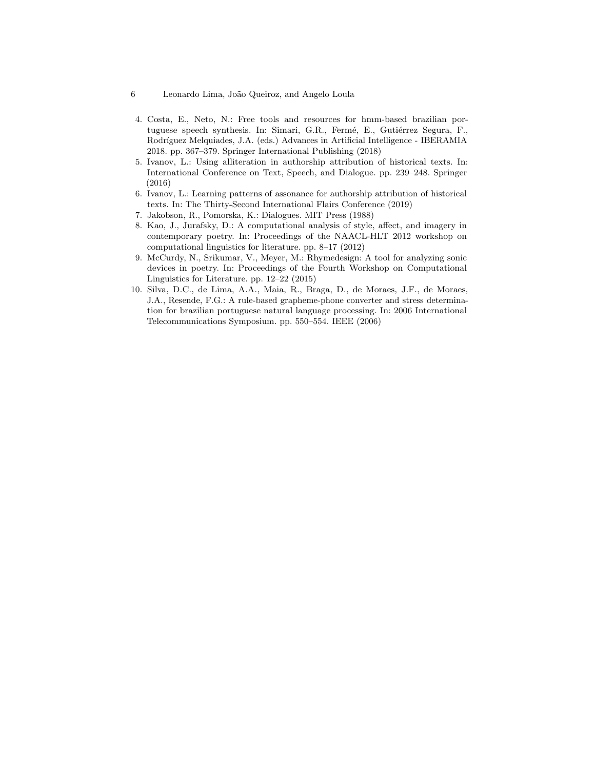4. Costa, E., Neto, N.: Free tools and resources for hmm-based brazilian portuguese speech synthesis. In: Simari, G.R., Fermé, E., Gutiérrez Segura, F., Rodríguez Melquiades, J.A. (eds.) Advances in Artificial Intelligence - IBERAMIA 2018. pp. 367–379. Springer International Publishing (2018)
5. Ivanov, L.: Using alliteration in authorship attribution of historical texts. In: International Conference on Text, Speech, and Dialogue. pp. 239–248. Springer (2016)
6. Ivanov, L.: Learning patterns of assonance for authorship attribution of historical texts. In: The Thirty-Second International Flairs Conference (2019)
7. Jakobson, R., Pomorska, K.: Dialogues. MIT Press (1988)
8. Kao, J., Jurafsky, D.: A computational analysis of style, affect, and imagery in contemporary poetry. In: Proceedings of the NAACL-HLT 2012 workshop on computational linguistics for literature. pp. 8–17 (2012)
9. McCurdy, N., Srikumar, V., Meyer, M.: Rhymedesign: A tool for analyzing sonic devices in poetry. In: Proceedings of the Fourth Workshop on Computational Linguistics for Literature. pp. 12–22 (2015)
10. Silva, D.C., de Lima, A.A., Maia, R., Braga, D., de Moraes, J.F., de Moraes, J.A., Resende, F.G.: A rule-based grapheme-phone converter and stress determination for brazilian portuguese natural language processing. In: 2006 International Telecommunications Symposium. pp. 550–554. IEEE (2006)